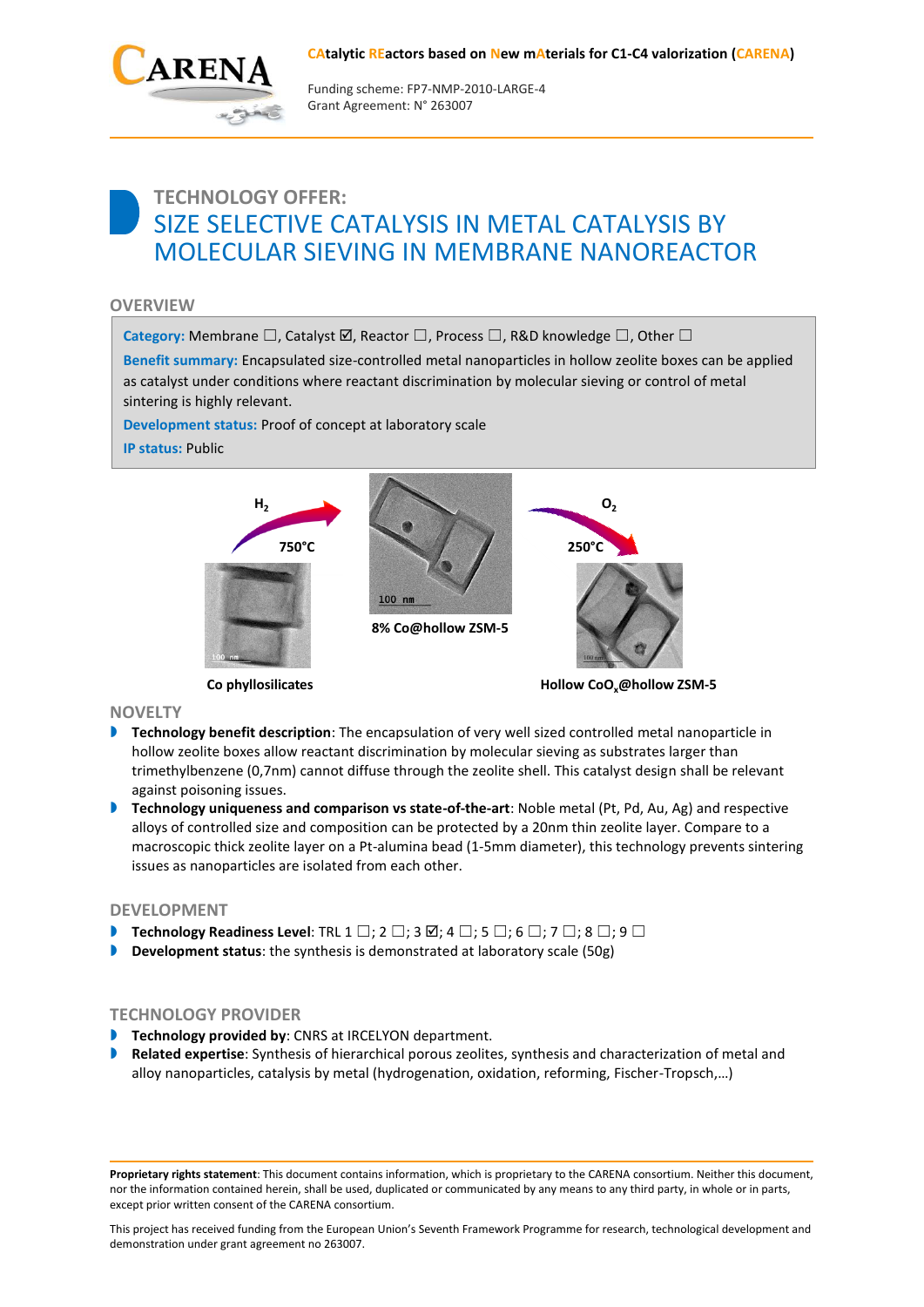**CAtalytic REactors based on New mAterials for C1-C4 valorization (CARENA)**

Funding scheme: FP7-NMP-2010-LARGE-4
Grant Agreement: N° 263007

# TECHNOLOGY OFFER:
# SIZE SELECTIVE CATALYSIS IN METAL CATALYSIS BY MOLECULAR SIEVING IN MEMBRANE NANOREACTOR

## OVERVIEW

**Category:** Membrane ☐, Catalyst ☑, Reactor ☐, Process ☐, R&D knowledge ☐, Other ☐

**Benefit summary:** Encapsulated size-controlled metal nanoparticles in hollow zeolite boxes can be applied as catalyst under conditions where reactant discrimination by molecular sieving or control of metal sintering is highly relevant.

**Development status:** Proof of concept at laboratory scale

**IP status:** Public

$H_2$ 750°C — Co phyllosilicates → 8% Co@hollow ZSM-5 → $O_2$ 250°C → Hollow $CoO_x$@hollow ZSM-5

## NOVELTY

- **Technology benefit description**: The encapsulation of very well sized controlled metal nanoparticle in hollow zeolite boxes allow reactant discrimination by molecular sieving as substrates larger than trimethylbenzene (0,7nm) cannot diffuse through the zeolite shell. This catalyst design shall be relevant against poisoning issues.
- **Technology uniqueness and comparison vs state-of-the-art**: Noble metal (Pt, Pd, Au, Ag) and respective alloys of controlled size and composition can be protected by a 20nm thin zeolite layer. Compare to a macroscopic thick zeolite layer on a Pt-alumina bead (1-5mm diameter), this technology prevents sintering issues as nanoparticles are isolated from each other.

## DEVELOPMENT

- **Technology Readiness Level**: TRL 1 ☐; 2 ☐; 3 ☑; 4 ☐; 5 ☐; 6 ☐; 7 ☐; 8 ☐; 9 ☐
- **Development status**: the synthesis is demonstrated at laboratory scale (50g)

## TECHNOLOGY PROVIDER

- **Technology provided by**: CNRS at IRCELYON department.
- **Related expertise**: Synthesis of hierarchical porous zeolites, synthesis and characterization of metal and alloy nanoparticles, catalysis by metal (hydrogenation, oxidation, reforming, Fischer-Tropsch,…)

**Proprietary rights statement**: This document contains information, which is proprietary to the CARENA consortium. Neither this document, nor the information contained herein, shall be used, duplicated or communicated by any means to any third party, in whole or in parts, except prior written consent of the CARENA consortium.

This project has received funding from the European Union's Seventh Framework Programme for research, technological development and demonstration under grant agreement no 263007.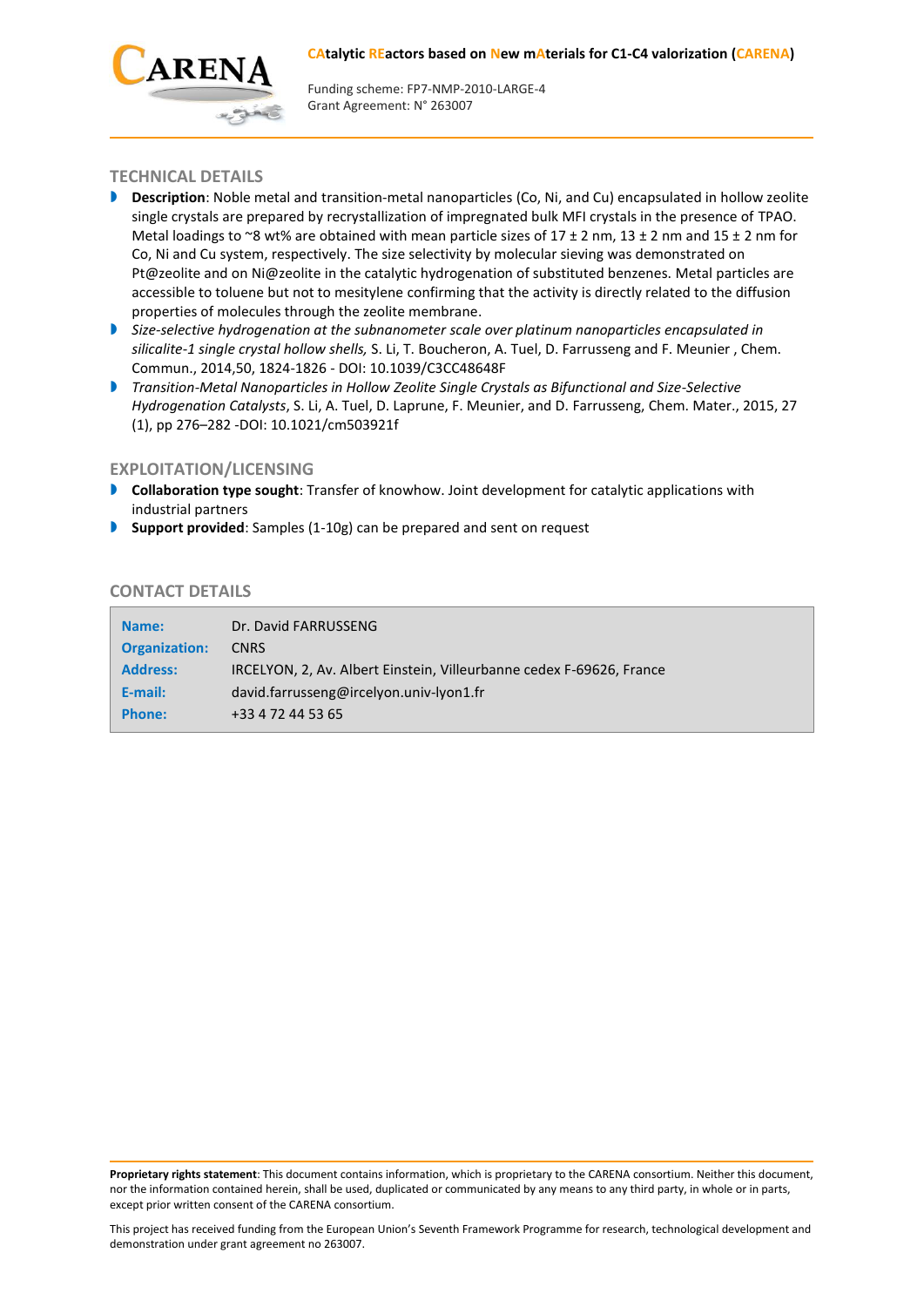## TECHNICAL DETAILS

- **Description**: Noble metal and transition-metal nanoparticles (Co, Ni, and Cu) encapsulated in hollow zeolite single crystals are prepared by recrystallization of impregnated bulk MFI crystals in the presence of TPAO. Metal loadings to ~8 wt% are obtained with mean particle sizes of 17 ± 2 nm, 13 ± 2 nm and 15 ± 2 nm for Co, Ni and Cu system, respectively. The size selectivity by molecular sieving was demonstrated on Pt@zeolite and on Ni@zeolite in the catalytic hydrogenation of substituted benzenes. Metal particles are accessible to toluene but not to mesitylene confirming that the activity is directly related to the diffusion properties of molecules through the zeolite membrane.
- *Size-selective hydrogenation at the subnanometer scale over platinum nanoparticles encapsulated in silicalite-1 single crystal hollow shells,* S. Li, T. Boucheron, A. Tuel, D. Farrusseng and F. Meunier , Chem. Commun., 2014,50, 1824-1826 - DOI: 10.1039/C3CC48648F
- *Transition-Metal Nanoparticles in Hollow Zeolite Single Crystals as Bifunctional and Size-Selective Hydrogenation Catalysts*, S. Li, A. Tuel, D. Laprune, F. Meunier, and D. Farrusseng, Chem. Mater., 2015, 27 (1), pp 276–282 -DOI: 10.1021/cm503921f

## EXPLOITATION/LICENSING

- **Collaboration type sought**: Transfer of knowhow. Joint development for catalytic applications with industrial partners
- **Support provided**: Samples (1-10g) can be prepared and sent on request

## CONTACT DETAILS

| | |
|---|---|
| **Name:** | Dr. David FARRUSSENG |
| **Organization:** | CNRS |
| **Address:** | IRCELYON, 2, Av. Albert Einstein, Villeurbanne cedex F-69626, France |
| **E-mail:** | david.farrusseng@ircelyon.univ-lyon1.fr |
| **Phone:** | +33 4 72 44 53 65 |